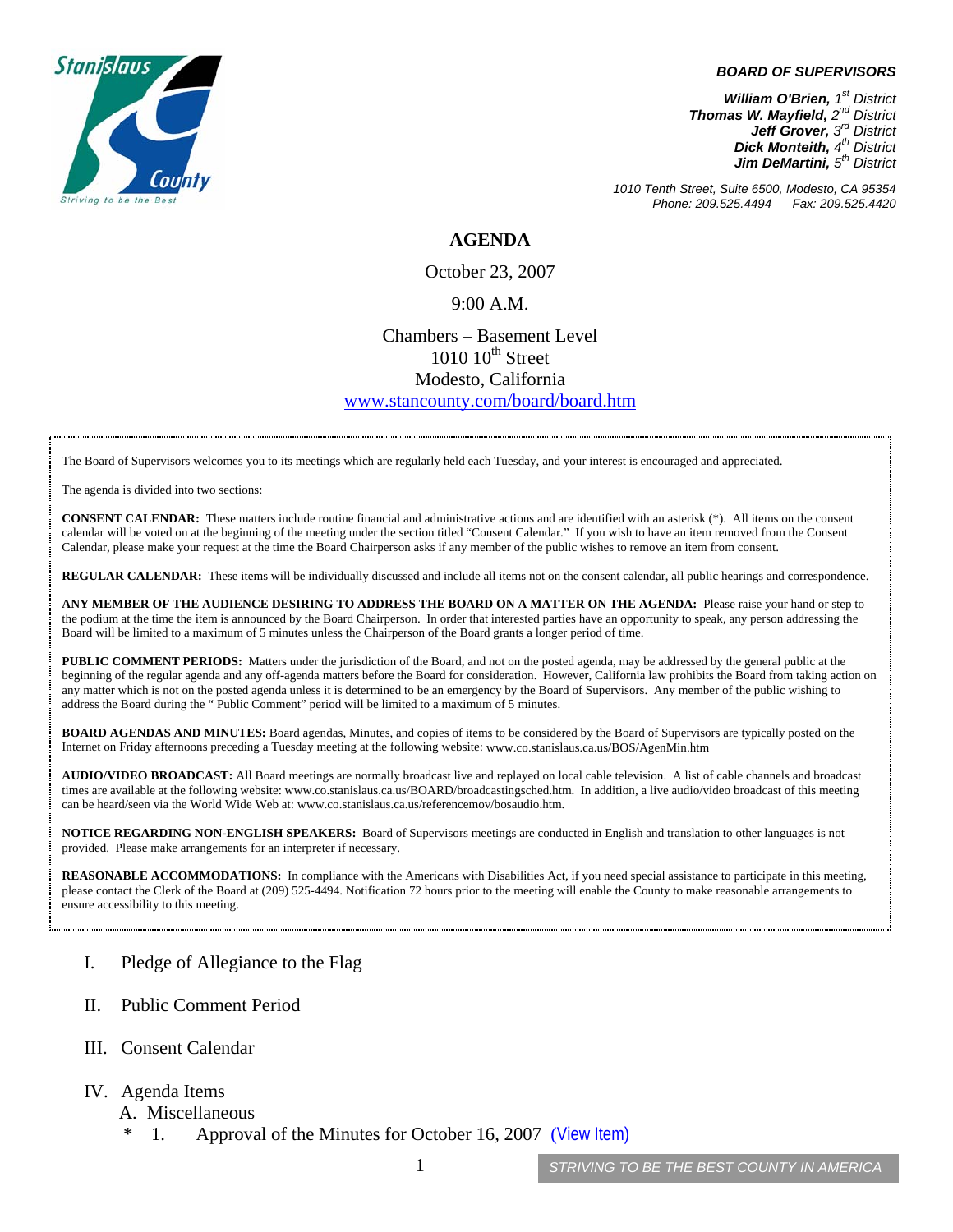**BOARD OF SUPERVISORS**

***William O'Brien,** 1st District*
***Thomas W. Mayfield,** 2nd District*
***Jeff Grover,** 3rd District*
***Dick Monteith,** 4th District*
***Jim DeMartini,** 5th District*

*1010 Tenth Street, Suite 6500, Modesto, CA 95354*
*Phone: 209.525.4494 Fax: 209.525.4420*

# AGENDA

October 23, 2007

9:00 A.M.

Chambers – Basement Level
1010 10th Street
Modesto, California
www.stancounty.com/board/board.htm

The Board of Supervisors welcomes you to its meetings which are regularly held each Tuesday, and your interest is encouraged and appreciated.

The agenda is divided into two sections:

**CONSENT CALENDAR:** These matters include routine financial and administrative actions and are identified with an asterisk (*). All items on the consent calendar will be voted on at the beginning of the meeting under the section titled "Consent Calendar." If you wish to have an item removed from the Consent Calendar, please make your request at the time the Board Chairperson asks if any member of the public wishes to remove an item from consent.

**REGULAR CALENDAR:** These items will be individually discussed and include all items not on the consent calendar, all public hearings and correspondence.

**ANY MEMBER OF THE AUDIENCE DESIRING TO ADDRESS THE BOARD ON A MATTER ON THE AGENDA:** Please raise your hand or step to the podium at the time the item is announced by the Board Chairperson. In order that interested parties have an opportunity to speak, any person addressing the Board will be limited to a maximum of 5 minutes unless the Chairperson of the Board grants a longer period of time.

**PUBLIC COMMENT PERIODS:** Matters under the jurisdiction of the Board, and not on the posted agenda, may be addressed by the general public at the beginning of the regular agenda and any off-agenda matters before the Board for consideration. However, California law prohibits the Board from taking action on any matter which is not on the posted agenda unless it is determined to be an emergency by the Board of Supervisors. Any member of the public wishing to address the Board during the " Public Comment" period will be limited to a maximum of 5 minutes.

**BOARD AGENDAS AND MINUTES:** Board agendas, Minutes, and copies of items to be considered by the Board of Supervisors are typically posted on the Internet on Friday afternoons preceding a Tuesday meeting at the following website: www.co.stanislaus.ca.us/BOS/AgenMin.htm

**AUDIO/VIDEO BROADCAST:** All Board meetings are normally broadcast live and replayed on local cable television. A list of cable channels and broadcast times are available at the following website: www.co.stanislaus.ca.us/BOARD/broadcastingsched.htm. In addition, a live audio/video broadcast of this meeting can be heard/seen via the World Wide Web at: www.co.stanislaus.ca.us/referencemov/bosaudio.htm.

**NOTICE REGARDING NON-ENGLISH SPEAKERS:** Board of Supervisors meetings are conducted in English and translation to other languages is not provided. Please make arrangements for an interpreter if necessary.

**REASONABLE ACCOMMODATIONS:** In compliance with the Americans with Disabilities Act, if you need special assistance to participate in this meeting, please contact the Clerk of the Board at (209) 525-4494. Notification 72 hours prior to the meeting will enable the County to make reasonable arrangements to ensure accessibility to this meeting.

I. Pledge of Allegiance to the Flag

II. Public Comment Period

III. Consent Calendar

IV. Agenda Items

A. Miscellaneous

\* 1. Approval of the Minutes for October 16, 2007 (View Item)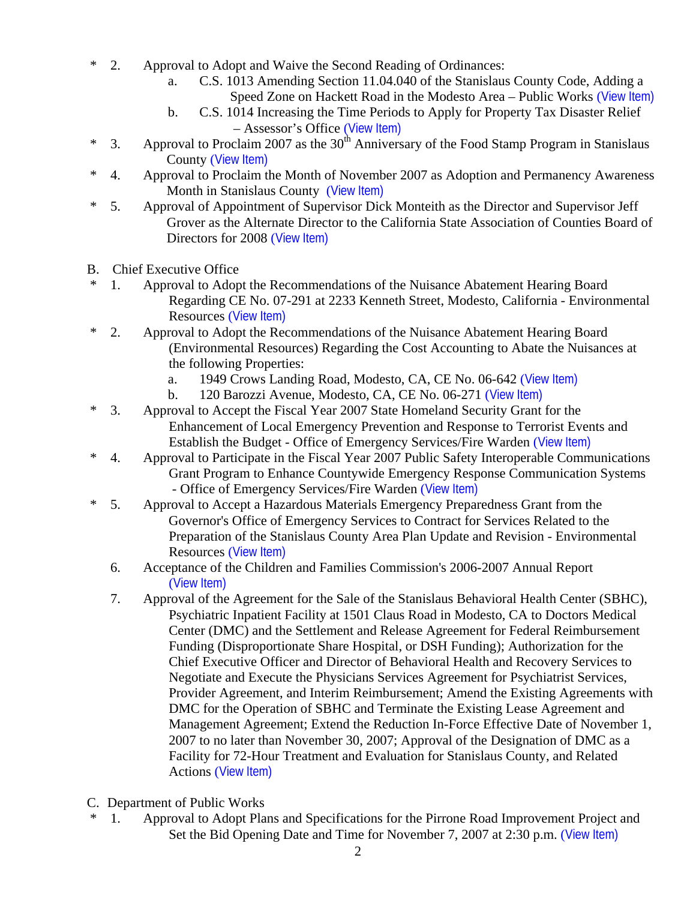\* 2. Approval to Adopt and Waive the Second Reading of Ordinances:
   - a. C.S. 1013 Amending Section 11.04.040 of the Stanislaus County Code, Adding a Speed Zone on Hackett Road in the Modesto Area – Public Works (View Item)
   - b. C.S. 1014 Increasing the Time Periods to Apply for Property Tax Disaster Relief – Assessor's Office (View Item)

\* 3. Approval to Proclaim 2007 as the 30th Anniversary of the Food Stamp Program in Stanislaus County (View Item)

\* 4. Approval to Proclaim the Month of November 2007 as Adoption and Permanency Awareness Month in Stanislaus County (View Item)

\* 5. Approval of Appointment of Supervisor Dick Monteith as the Director and Supervisor Jeff Grover as the Alternate Director to the California State Association of Counties Board of Directors for 2008 (View Item)

B. Chief Executive Office

\* 1. Approval to Adopt the Recommendations of the Nuisance Abatement Hearing Board Regarding CE No. 07-291 at 2233 Kenneth Street, Modesto, California - Environmental Resources (View Item)

\* 2. Approval to Adopt the Recommendations of the Nuisance Abatement Hearing Board (Environmental Resources) Regarding the Cost Accounting to Abate the Nuisances at the following Properties:
   - a. 1949 Crows Landing Road, Modesto, CA, CE No. 06-642 (View Item)
   - b. 120 Barozzi Avenue, Modesto, CA, CE No. 06-271 (View Item)

\* 3. Approval to Accept the Fiscal Year 2007 State Homeland Security Grant for the Enhancement of Local Emergency Prevention and Response to Terrorist Events and Establish the Budget - Office of Emergency Services/Fire Warden (View Item)

\* 4. Approval to Participate in the Fiscal Year 2007 Public Safety Interoperable Communications Grant Program to Enhance Countywide Emergency Response Communication Systems - Office of Emergency Services/Fire Warden (View Item)

\* 5. Approval to Accept a Hazardous Materials Emergency Preparedness Grant from the Governor's Office of Emergency Services to Contract for Services Related to the Preparation of the Stanislaus County Area Plan Update and Revision - Environmental Resources (View Item)

6. Acceptance of the Children and Families Commission's 2006-2007 Annual Report (View Item)

7. Approval of the Agreement for the Sale of the Stanislaus Behavioral Health Center (SBHC), Psychiatric Inpatient Facility at 1501 Claus Road in Modesto, CA to Doctors Medical Center (DMC) and the Settlement and Release Agreement for Federal Reimbursement Funding (Disproportionate Share Hospital, or DSH Funding); Authorization for the Chief Executive Officer and Director of Behavioral Health and Recovery Services to Negotiate and Execute the Physicians Services Agreement for Psychiatrist Services, Provider Agreement, and Interim Reimbursement; Amend the Existing Agreements with DMC for the Operation of SBHC and Terminate the Existing Lease Agreement and Management Agreement; Extend the Reduction In-Force Effective Date of November 1, 2007 to no later than November 30, 2007; Approval of the Designation of DMC as a Facility for 72-Hour Treatment and Evaluation for Stanislaus County, and Related Actions (View Item)

C. Department of Public Works

\* 1. Approval to Adopt Plans and Specifications for the Pirrone Road Improvement Project and Set the Bid Opening Date and Time for November 7, 2007 at 2:30 p.m. (View Item)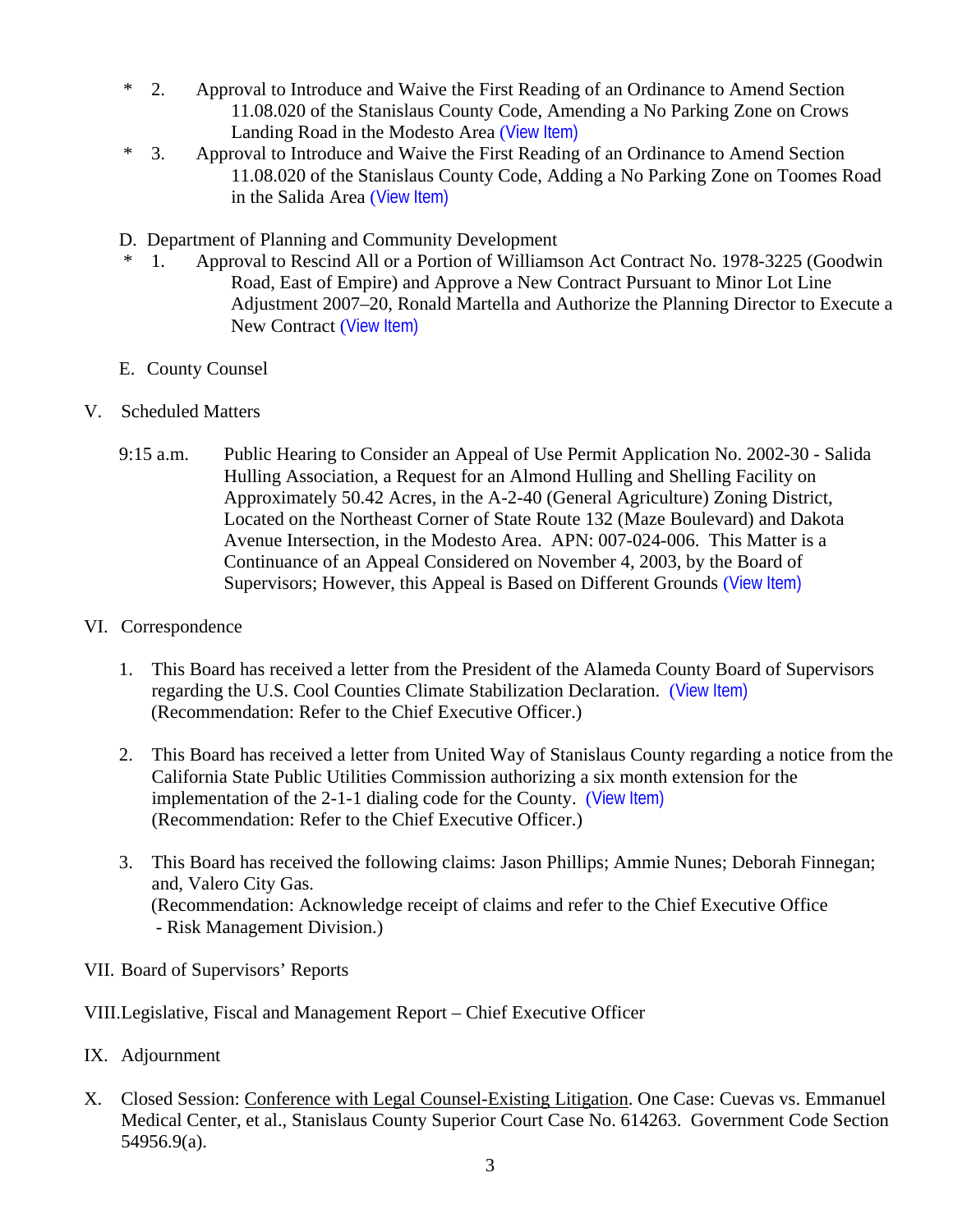\* 2. Approval to Introduce and Waive the First Reading of an Ordinance to Amend Section 11.08.020 of the Stanislaus County Code, Amending a No Parking Zone on Crows Landing Road in the Modesto Area (View Item)

\* 3. Approval to Introduce and Waive the First Reading of an Ordinance to Amend Section 11.08.020 of the Stanislaus County Code, Adding a No Parking Zone on Toomes Road in the Salida Area (View Item)

D. Department of Planning and Community Development

\* 1. Approval to Rescind All or a Portion of Williamson Act Contract No. 1978-3225 (Goodwin Road, East of Empire) and Approve a New Contract Pursuant to Minor Lot Line Adjustment 2007–20, Ronald Martella and Authorize the Planning Director to Execute a New Contract (View Item)

E. County Counsel

V. Scheduled Matters

9:15 a.m. Public Hearing to Consider an Appeal of Use Permit Application No. 2002-30 - Salida Hulling Association, a Request for an Almond Hulling and Shelling Facility on Approximately 50.42 Acres, in the A-2-40 (General Agriculture) Zoning District, Located on the Northeast Corner of State Route 132 (Maze Boulevard) and Dakota Avenue Intersection, in the Modesto Area. APN: 007-024-006. This Matter is a Continuance of an Appeal Considered on November 4, 2003, by the Board of Supervisors; However, this Appeal is Based on Different Grounds (View Item)

VI. Correspondence

1. This Board has received a letter from the President of the Alameda County Board of Supervisors regarding the U.S. Cool Counties Climate Stabilization Declaration. (View Item)
(Recommendation: Refer to the Chief Executive Officer.)

2. This Board has received a letter from United Way of Stanislaus County regarding a notice from the California State Public Utilities Commission authorizing a six month extension for the implementation of the 2-1-1 dialing code for the County. (View Item)
(Recommendation: Refer to the Chief Executive Officer.)

3. This Board has received the following claims: Jason Phillips; Ammie Nunes; Deborah Finnegan; and, Valero City Gas.
(Recommendation: Acknowledge receipt of claims and refer to the Chief Executive Office - Risk Management Division.)

VII. Board of Supervisors' Reports

VIII. Legislative, Fiscal and Management Report – Chief Executive Officer

IX. Adjournment

X. Closed Session: Conference with Legal Counsel-Existing Litigation. One Case: Cuevas vs. Emmanuel Medical Center, et al., Stanislaus County Superior Court Case No. 614263. Government Code Section 54956.9(a).